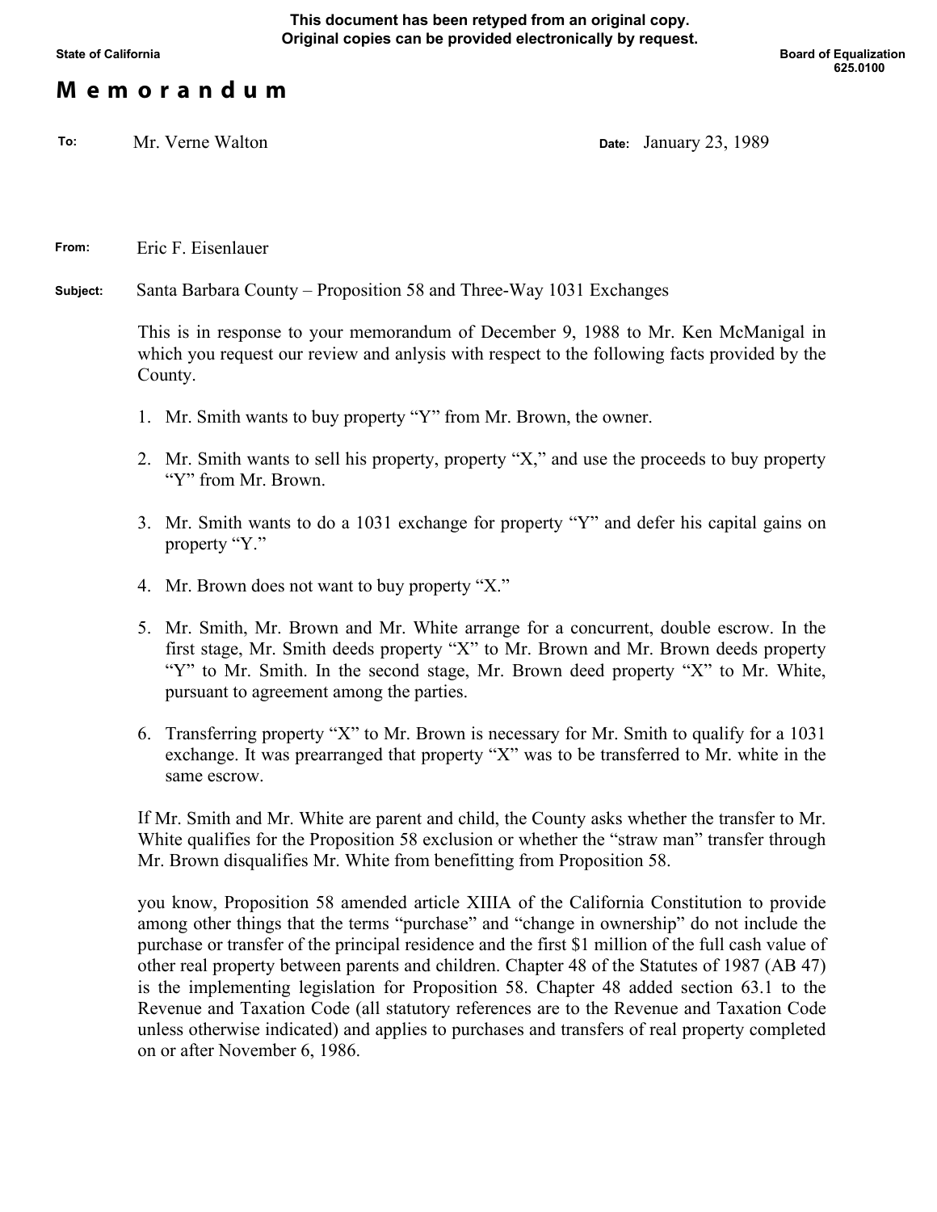This document has been retyped from an original copy.
Original copies can be provided electronically by request.

State of California

Board of Equalization
625.0100

# Memorandum

**To:** Mr. Verne Walton

**Date:** January 23, 1989

**From:** Eric F. Eisenlauer

**Subject:** Santa Barbara County – Proposition 58 and Three-Way 1031 Exchanges

This is in response to your memorandum of December 9, 1988 to Mr. Ken McManigal in which you request our review and anlysis with respect to the following facts provided by the County.

1. Mr. Smith wants to buy property "Y" from Mr. Brown, the owner.
2. Mr. Smith wants to sell his property, property "X," and use the proceeds to buy property "Y" from Mr. Brown.
3. Mr. Smith wants to do a 1031 exchange for property "Y" and defer his capital gains on property "Y."
4. Mr. Brown does not want to buy property "X."
5. Mr. Smith, Mr. Brown and Mr. White arrange for a concurrent, double escrow. In the first stage, Mr. Smith deeds property "X" to Mr. Brown and Mr. Brown deeds property "Y" to Mr. Smith. In the second stage, Mr. Brown deed property "X" to Mr. White, pursuant to agreement among the parties.
6. Transferring property "X" to Mr. Brown is necessary for Mr. Smith to qualify for a 1031 exchange. It was prearranged that property "X" was to be transferred to Mr. white in the same escrow.

If Mr. Smith and Mr. White are parent and child, the County asks whether the transfer to Mr. White qualifies for the Proposition 58 exclusion or whether the "straw man" transfer through Mr. Brown disqualifies Mr. White from benefitting from Proposition 58.

you know, Proposition 58 amended article XIIIA of the California Constitution to provide among other things that the terms "purchase" and "change in ownership" do not include the purchase or transfer of the principal residence and the first $1 million of the full cash value of other real property between parents and children. Chapter 48 of the Statutes of 1987 (AB 47) is the implementing legislation for Proposition 58. Chapter 48 added section 63.1 to the Revenue and Taxation Code (all statutory references are to the Revenue and Taxation Code unless otherwise indicated) and applies to purchases and transfers of real property completed on or after November 6, 1986.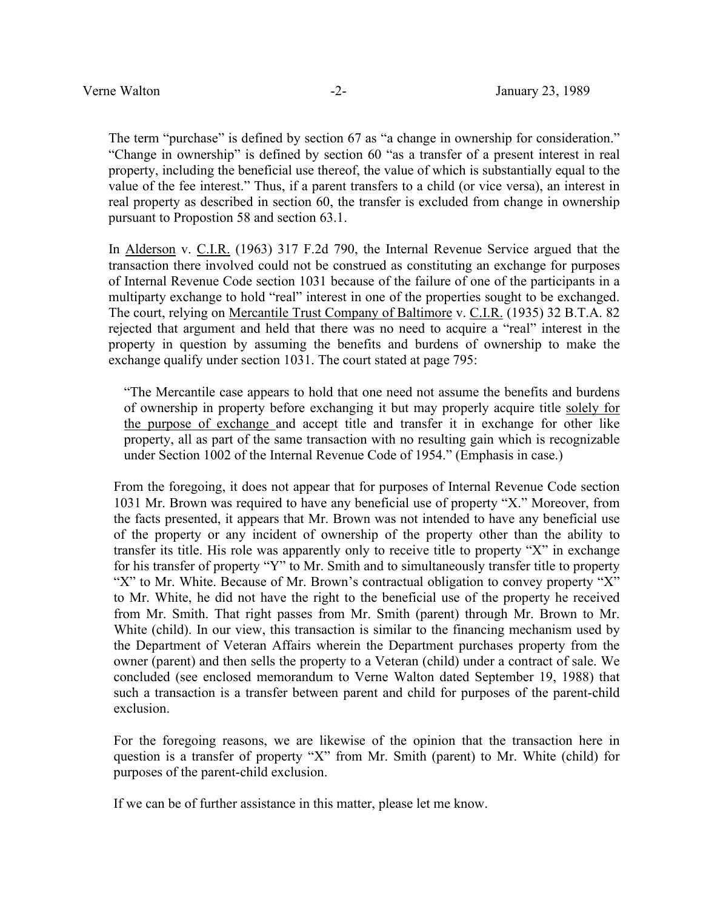The term "purchase" is defined by section 67 as "a change in ownership for consideration." "Change in ownership" is defined by section 60 "as a transfer of a present interest in real property, including the beneficial use thereof, the value of which is substantially equal to the value of the fee interest." Thus, if a parent transfers to a child (or vice versa), an interest in real property as described in section 60, the transfer is excluded from change in ownership pursuant to Propostion 58 and section 63.1.

In Alderson v. C.I.R. (1963) 317 F.2d 790, the Internal Revenue Service argued that the transaction there involved could not be construed as constituting an exchange for purposes of Internal Revenue Code section 1031 because of the failure of one of the participants in a multiparty exchange to hold "real" interest in one of the properties sought to be exchanged. The court, relying on Mercantile Trust Company of Baltimore v. C.I.R. (1935) 32 B.T.A. 82 rejected that argument and held that there was no need to acquire a "real" interest in the property in question by assuming the benefits and burdens of ownership to make the exchange qualify under section 1031. The court stated at page 795:

> "The Mercantile case appears to hold that one need not assume the benefits and burdens of ownership in property before exchanging it but may properly acquire title solely for the purpose of exchange and accept title and transfer it in exchange for other like property, all as part of the same transaction with no resulting gain which is recognizable under Section 1002 of the Internal Revenue Code of 1954." (Emphasis in case.)

From the foregoing, it does not appear that for purposes of Internal Revenue Code section 1031 Mr. Brown was required to have any beneficial use of property "X." Moreover, from the facts presented, it appears that Mr. Brown was not intended to have any beneficial use of the property or any incident of ownership of the property other than the ability to transfer its title. His role was apparently only to receive title to property "X" in exchange for his transfer of property "Y" to Mr. Smith and to simultaneously transfer title to property "X" to Mr. White. Because of Mr. Brown's contractual obligation to convey property "X" to Mr. White, he did not have the right to the beneficial use of the property he received from Mr. Smith. That right passes from Mr. Smith (parent) through Mr. Brown to Mr. White (child). In our view, this transaction is similar to the financing mechanism used by the Department of Veteran Affairs wherein the Department purchases property from the owner (parent) and then sells the property to a Veteran (child) under a contract of sale. We concluded (see enclosed memorandum to Verne Walton dated September 19, 1988) that such a transaction is a transfer between parent and child for purposes of the parent-child exclusion.

For the foregoing reasons, we are likewise of the opinion that the transaction here in question is a transfer of property "X" from Mr. Smith (parent) to Mr. White (child) for purposes of the parent-child exclusion.

If we can be of further assistance in this matter, please let me know.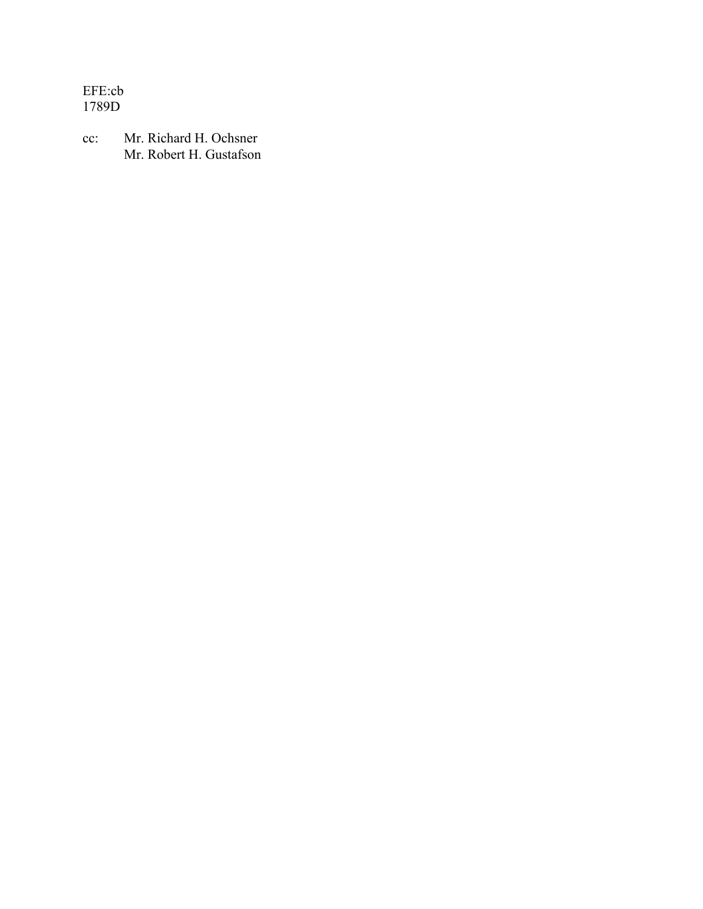EFE:cb
1789D

cc: Mr. Richard H. Ochsner
Mr. Robert H. Gustafson